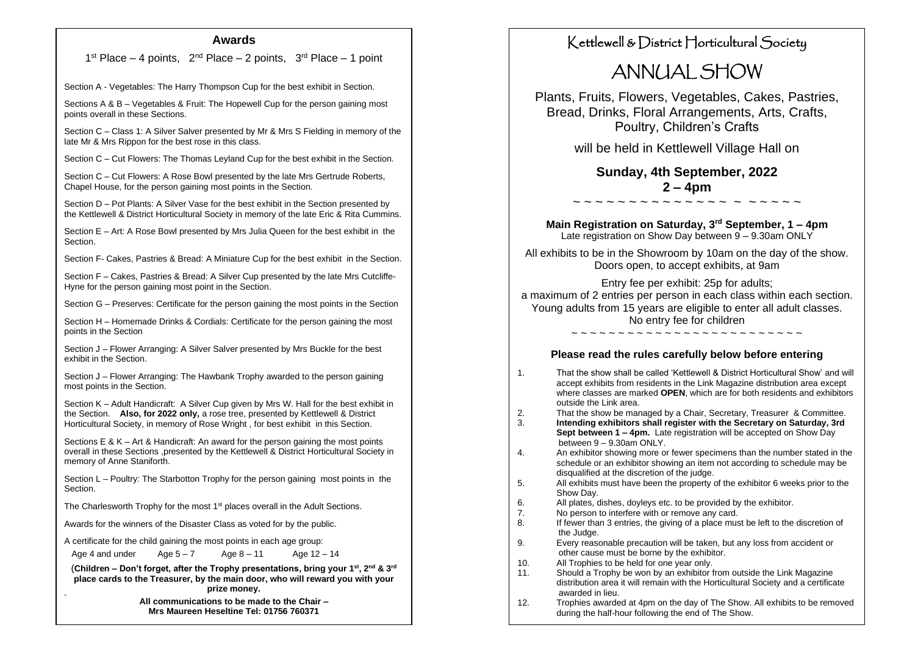## Awards

1st Place – 4 points, 2nd Place – 2 points, 3rd Place – 1 point

Section A - Vegetables: The Harry Thompson Cup for the best exhibit in Section.

Sections A & B – Vegetables & Fruit: The Hopewell Cup for the person gaining most points overall in these Sections.

Section C – Class 1: A Silver Salver presented by Mr & Mrs S Fielding in memory of the late Mr & Mrs Rippon for the best rose in this class.

Section C – Cut Flowers: The Thomas Leyland Cup for the best exhibit in the Section.

Section C – Cut Flowers: A Rose Bowl presented by the late Mrs Gertrude Roberts, Chapel House, for the person gaining most points in the Section.

Section D – Pot Plants: A Silver Vase for the best exhibit in the Section presented by the Kettlewell & District Horticultural Society in memory of the late Eric & Rita Cummins.

Section E – Art: A Rose Bowl presented by Mrs Julia Queen for the best exhibit in the Section.

Section F- Cakes, Pastries & Bread: A Miniature Cup for the best exhibit in the Section.

Section F – Cakes, Pastries & Bread: A Silver Cup presented by the late Mrs Cutcliffe-Hyne for the person gaining most point in the Section.

Section G – Preserves: Certificate for the person gaining the most points in the Section

Section H – Homemade Drinks & Cordials: Certificate for the person gaining the most points in the Section

Section J – Flower Arranging: A Silver Salver presented by Mrs Buckle for the best exhibit in the Section.

Section J – Flower Arranging: The Hawbank Trophy awarded to the person gaining most points in the Section.

Section K – Adult Handicraft: A Silver Cup given by Mrs W. Hall for the best exhibit in the Section. **Also, for 2022 only,** a rose tree, presented by Kettlewell & District Horticultural Society, in memory of Rose Wright , for best exhibit in this Section.

Sections E & K – Art & Handicraft: An award for the person gaining the most points overall in these Sections ,presented by the Kettlewell & District Horticultural Society in memory of Anne Staniforth.

Section L – Poultry: The Starbotton Trophy for the person gaining most points in the Section.

The Charlesworth Trophy for the most 1st places overall in the Adult Sections.

Awards for the winners of the Disaster Class as voted for by the public.

A certificate for the child gaining the most points in each age group:

Age 4 and under    Age 5 – 7    Age 8 – 11    Age 12 – 14

(**Children – Don't forget, after the Trophy presentations, bring your 1st, 2nd & 3rd place cards to the Treasurer, by the main door, who will reward you with your prize money.**

**All communications to be made to the Chair – Mrs Maureen Heseltine Tel: 01756 760371**

# Kettlewell & District Horticultural Society

# ANNUAL SHOW

Plants, Fruits, Flowers, Vegetables, Cakes, Pastries, Bread, Drinks, Floral Arrangements, Arts, Crafts, Poultry, Children's Crafts

will be held in Kettlewell Village Hall on

**Sunday, 4th September, 2022**
**2 – 4pm**

~ ~ ~ ~ ~ ~ ~ ~ ~ ~ ~ ~ ~ ~ ~ ~ ~ ~ ~ ~ ~

**Main Registration on Saturday, 3rd September, 1 – 4pm**
Late registration on Show Day between 9 – 9.30am ONLY

All exhibits to be in the Showroom by 10am on the day of the show. Doors open, to accept exhibits, at 9am

Entry fee per exhibit: 25p for adults;
a maximum of 2 entries per person in each class within each section.
Young adults from 15 years are eligible to enter all adult classes.
No entry fee for children

~ ~ ~ ~ ~ ~ ~ ~ ~ ~ ~ ~ ~ ~ ~ ~ ~ ~ ~ ~ ~ ~ ~ ~ ~

### Please read the rules carefully below before entering

1. That the show shall be called 'Kettlewell & District Horticultural Show' and will accept exhibits from residents in the Link Magazine distribution area except where classes are marked **OPEN**, which are for both residents and exhibitors outside the Link area.
2. That the show be managed by a Chair, Secretary, Treasurer & Committee.
3. **Intending exhibitors shall register with the Secretary on Saturday, 3rd Sept between 1 – 4pm.** Late registration will be accepted on Show Day between 9 – 9.30am ONLY.
4. An exhibitor showing more or fewer specimens than the number stated in the schedule or an exhibitor showing an item not according to schedule may be disqualified at the discretion of the judge.
5. All exhibits must have been the property of the exhibitor 6 weeks prior to the Show Day.
6. All plates, dishes, doyleys etc. to be provided by the exhibitor.
7. No person to interfere with or remove any card.
8. If fewer than 3 entries, the giving of a place must be left to the discretion of the Judge.
9. Every reasonable precaution will be taken, but any loss from accident or other cause must be borne by the exhibitor.
10. All Trophies to be held for one year only.
11. Should a Trophy be won by an exhibitor from outside the Link Magazine distribution area it will remain with the Horticultural Society and a certificate awarded in lieu.
12. Trophies awarded at 4pm on the day of The Show. All exhibits to be removed during the half-hour following the end of The Show.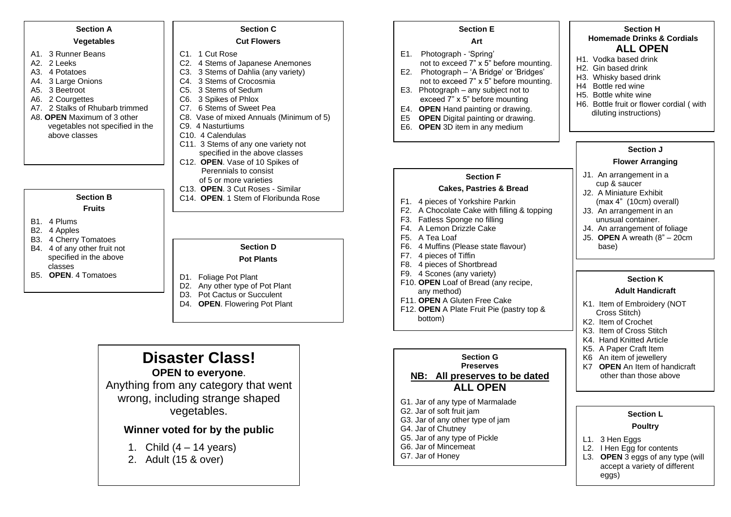## Section A

### Vegetables

- A1. 3 Runner Beans
- A2. 2 Leeks
- A3. 4 Potatoes
- A4. 3 Large Onions
- A5. 3 Beetroot
- A6. 2 Courgettes
- A7. 2 Stalks of Rhubarb trimmed
- A8. **OPEN** Maximum of 3 other vegetables not specified in the above classes

## Section B

### Fruits

- B1. 4 Plums
- B2. 4 Apples
- B3. 4 Cherry Tomatoes
- B4. 4 of any other fruit not specified in the above classes
- B5. **OPEN**. 4 Tomatoes

## Section C

### Cut Flowers

- C1. 1 Cut Rose
- C2. 4 Stems of Japanese Anemones
- C3. 3 Stems of Dahlia (any variety)
- C4. 3 Stems of Crocosmia
- C5. 3 Stems of Sedum
- C6. 3 Spikes of Phlox
- C7. 6 Stems of Sweet Pea
- C8. Vase of mixed Annuals (Minimum of 5)
- C9. 4 Nasturtiums
- C10. 4 Calendulas
- C11. 3 Stems of any one variety not specified in the above classes
- C12. **OPEN**. Vase of 10 Spikes of Perennials to consist of 5 or more varieties
- C13. **OPEN**. 3 Cut Roses - Similar
- C14. **OPEN**. 1 Stem of Floribunda Rose

## Section D

### Pot Plants

- D1. Foliage Pot Plant
- D2. Any other type of Pot Plant
- D3. Pot Cactus or Succulent
- D4. **OPEN**. Flowering Pot Plant

# Disaster Class!

**OPEN to everyone**.

Anything from any category that went wrong, including strange shaped vegetables.

### Winner voted for by the public

1. Child (4 – 14 years)
2. Adult (15 & over)

## Section E

### Art

- E1. Photograph - 'Spring' not to exceed 7" x 5" before mounting.
- E2. Photograph – 'A Bridge' or 'Bridges' not to exceed 7" x 5" before mounting.
- E3. Photograph – any subject not to exceed 7" x 5" before mounting
- E4. **OPEN** Hand painting or drawing.
- E5 **OPEN** Digital painting or drawing.
- E6. **OPEN** 3D item in any medium

## Section F

### Cakes, Pastries & Bread

- F1. 4 pieces of Yorkshire Parkin
- F2. A Chocolate Cake with filling & topping
- F3. Fatless Sponge no filling
- F4. A Lemon Drizzle Cake
- F5. A Tea Loaf
- F6. 4 Muffins (Please state flavour)
- F7. 4 pieces of Tiffin
- F8. 4 pieces of Shortbread
- F9. 4 Scones (any variety)
- F10. **OPEN** Loaf of Bread (any recipe, any method)
- F11. **OPEN** A Gluten Free Cake
- F12. **OPEN** A Plate Fruit Pie (pastry top & bottom)

## Section G

### Preserves

**NB: All preserves to be dated**

**ALL OPEN**

- G1. Jar of any type of Marmalade
- G2. Jar of soft fruit jam
- G3. Jar of any other type of jam
- G4. Jar of Chutney
- G5. Jar of any type of Pickle
- G6. Jar of Mincemeat
- G7. Jar of Honey

## Section H

### Homemade Drinks & Cordials

**ALL OPEN**

- H1. Vodka based drink
- H2. Gin based drink
- H3. Whisky based drink
- H4 Bottle red wine
- H5. Bottle white wine
- H6. Bottle fruit or flower cordial ( with diluting instructions)

## Section J

### Flower Arranging

- J1. An arrangement in a cup & saucer
- J2. A Miniature Exhibit (max 4" (10cm) overall)
- J3. An arrangement in an unusual container.
- J4. An arrangement of foliage
- J5. **OPEN** A wreath (8" – 20cm base)

## Section K

### Adult Handicraft

- K1. Item of Embroidery (NOT Cross Stitch)
- K2. Item of Crochet
- K3. Item of Cross Stitch
- K4. Hand Knitted Article
- K5. A Paper Craft Item
- K6 An item of jewellery
- K7 **OPEN** An Item of handicraft other than those above

## Section L

### Poultry

- L1. 3 Hen Eggs
- L2. I Hen Egg for contents
- L3. **OPEN** 3 eggs of any type (will accept a variety of different eggs)